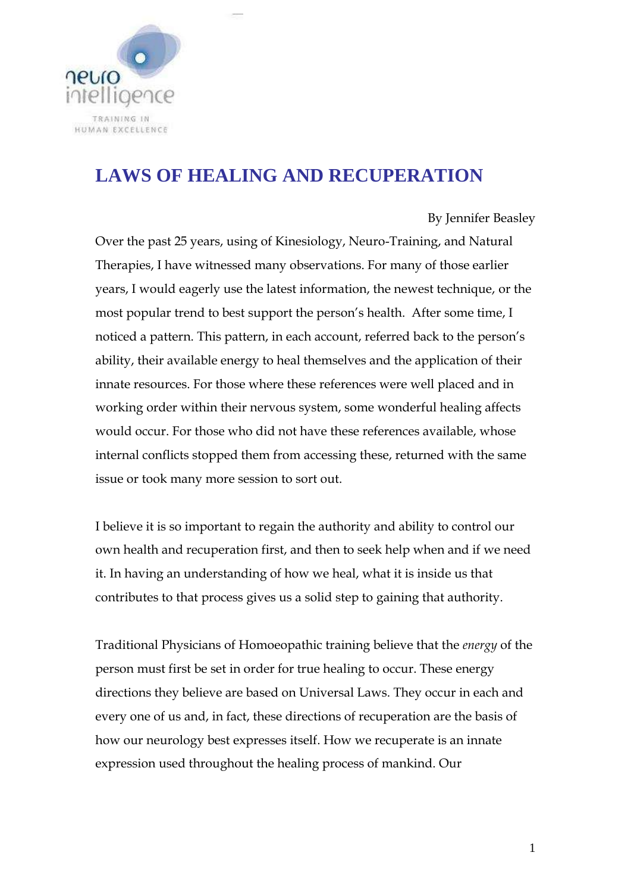neuro intelligence

TRAINING IN HUMAN EXCELLENCE

# LAWS OF HEALING AND RECUPERATION

By Jennifer Beasley

Over the past 25 years, using of Kinesiology, Neuro-Training, and Natural Therapies, I have witnessed many observations. For many of those earlier years, I would eagerly use the latest information, the newest technique, or the most popular trend to best support the person's health. After some time, I noticed a pattern. This pattern, in each account, referred back to the person's ability, their available energy to heal themselves and the application of their innate resources. For those where these references were well placed and in working order within their nervous system, some wonderful healing affects would occur. For those who did not have these references available, whose internal conflicts stopped them from accessing these, returned with the same issue or took many more session to sort out.

I believe it is so important to regain the authority and ability to control our own health and recuperation first, and then to seek help when and if we need it. In having an understanding of how we heal, what it is inside us that contributes to that process gives us a solid step to gaining that authority.

Traditional Physicians of Homoeopathic training believe that the *energy* of the person must first be set in order for true healing to occur. These energy directions they believe are based on Universal Laws. They occur in each and every one of us and, in fact, these directions of recuperation are the basis of how our neurology best expresses itself. How we recuperate is an innate expression used throughout the healing process of mankind. Our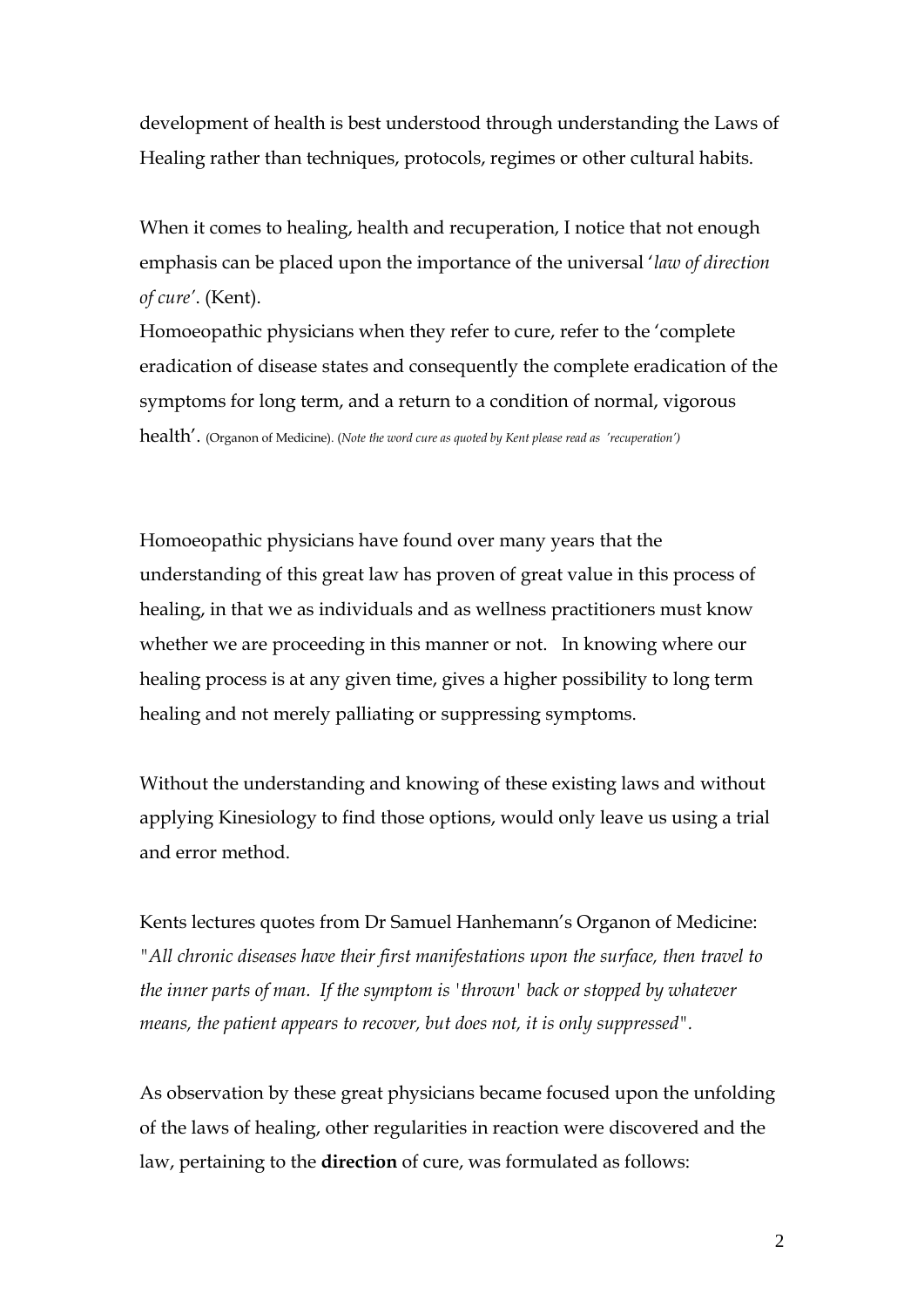development of health is best understood through understanding the Laws of Healing rather than techniques, protocols, regimes or other cultural habits.

When it comes to healing, health and recuperation, I notice that not enough emphasis can be placed upon the importance of the universal '*law of direction of cure*'. (Kent).
Homoeopathic physicians when they refer to cure, refer to the 'complete eradication of disease states and consequently the complete eradication of the symptoms for long term, and a return to a condition of normal, vigorous health'. (Organon of Medicine). (*Note the word cure as quoted by Kent please read as 'recuperation')*

Homoeopathic physicians have found over many years that the understanding of this great law has proven of great value in this process of healing, in that we as individuals and as wellness practitioners must know whether we are proceeding in this manner or not. In knowing where our healing process is at any given time, gives a higher possibility to long term healing and not merely palliating or suppressing symptoms.

Without the understanding and knowing of these existing laws and without applying Kinesiology to find those options, would only leave us using a trial and error method.

Kents lectures quotes from Dr Samuel Hanhemann's Organon of Medicine:
*"All chronic diseases have their first manifestations upon the surface, then travel to the inner parts of man. If the symptom is 'thrown' back or stopped by whatever means, the patient appears to recover, but does not, it is only suppressed".*

As observation by these great physicians became focused upon the unfolding of the laws of healing, other regularities in reaction were discovered and the law, pertaining to the **direction** of cure, was formulated as follows: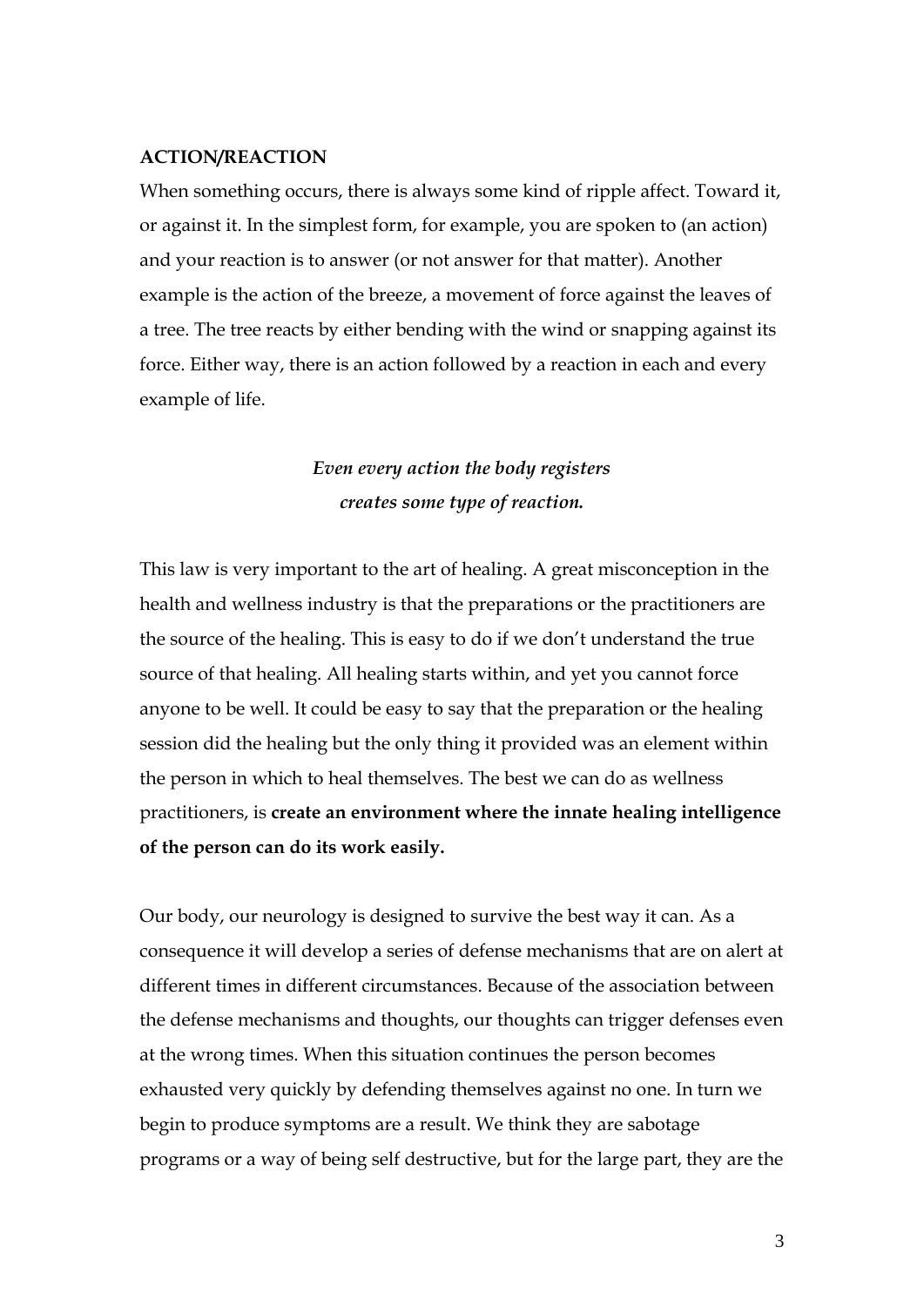**ACTION/REACTION**

When something occurs, there is always some kind of ripple affect. Toward it, or against it. In the simplest form, for example, you are spoken to (an action) and your reaction is to answer (or not answer for that matter). Another example is the action of the breeze, a movement of force against the leaves of a tree. The tree reacts by either bending with the wind or snapping against its force. Either way, there is an action followed by a reaction in each and every example of life.

***Even every action the body registers creates some type of reaction.***

This law is very important to the art of healing. A great misconception in the health and wellness industry is that the preparations or the practitioners are the source of the healing. This is easy to do if we don't understand the true source of that healing. All healing starts within, and yet you cannot force anyone to be well. It could be easy to say that the preparation or the healing session did the healing but the only thing it provided was an element within the person in which to heal themselves. The best we can do as wellness practitioners, is **create an environment where the innate healing intelligence of the person can do its work easily.**

Our body, our neurology is designed to survive the best way it can. As a consequence it will develop a series of defense mechanisms that are on alert at different times in different circumstances. Because of the association between the defense mechanisms and thoughts, our thoughts can trigger defenses even at the wrong times. When this situation continues the person becomes exhausted very quickly by defending themselves against no one. In turn we begin to produce symptoms are a result. We think they are sabotage programs or a way of being self destructive, but for the large part, they are the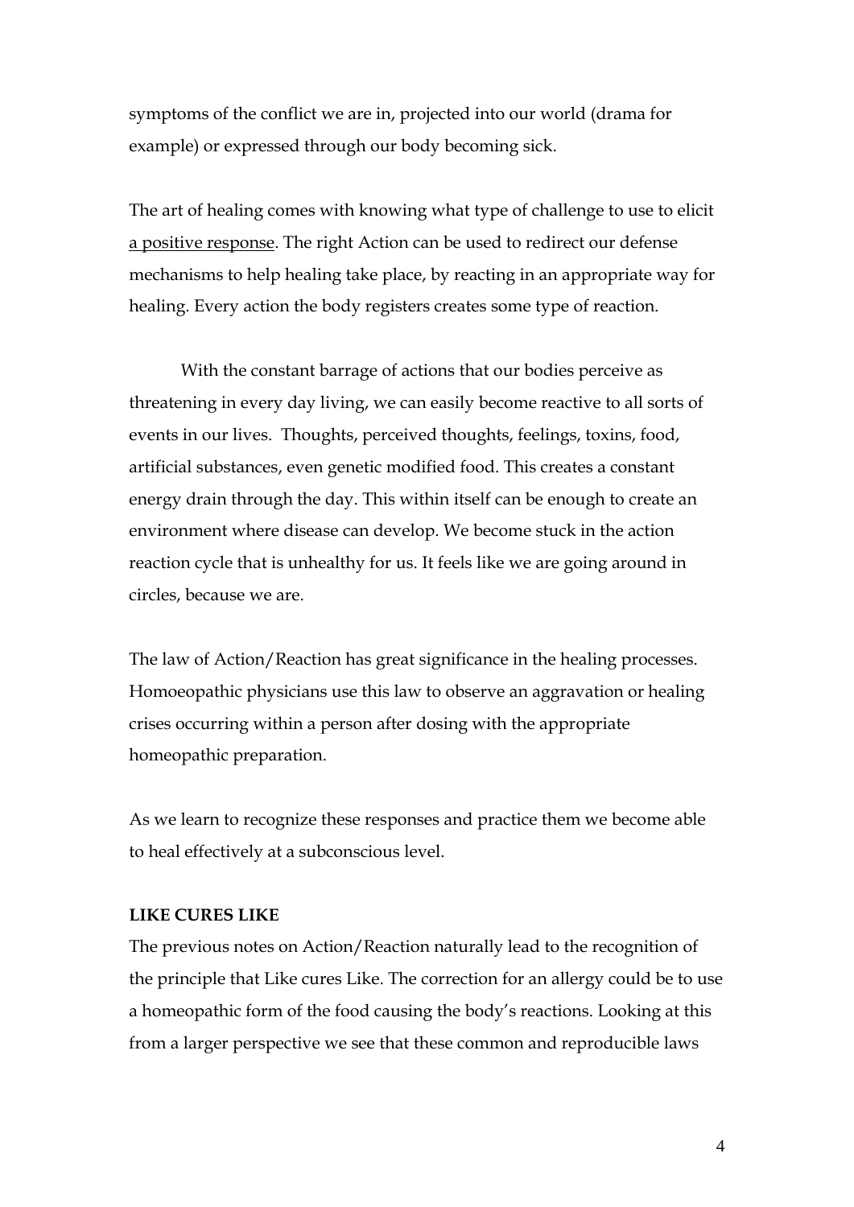symptoms of the conflict we are in, projected into our world (drama for example) or expressed through our body becoming sick.

The art of healing comes with knowing what type of challenge to use to elicit <u>a positive response</u>. The right Action can be used to redirect our defense mechanisms to help healing take place, by reacting in an appropriate way for healing. Every action the body registers creates some type of reaction.

With the constant barrage of actions that our bodies perceive as threatening in every day living, we can easily become reactive to all sorts of events in our lives. Thoughts, perceived thoughts, feelings, toxins, food, artificial substances, even genetic modified food. This creates a constant energy drain through the day. This within itself can be enough to create an environment where disease can develop. We become stuck in the action reaction cycle that is unhealthy for us. It feels like we are going around in circles, because we are.

The law of Action/Reaction has great significance in the healing processes. Homoeopathic physicians use this law to observe an aggravation or healing crises occurring within a person after dosing with the appropriate homeopathic preparation.

As we learn to recognize these responses and practice them we become able to heal effectively at a subconscious level.

**LIKE CURES LIKE**

The previous notes on Action/Reaction naturally lead to the recognition of the principle that Like cures Like. The correction for an allergy could be to use a homeopathic form of the food causing the body's reactions. Looking at this from a larger perspective we see that these common and reproducible laws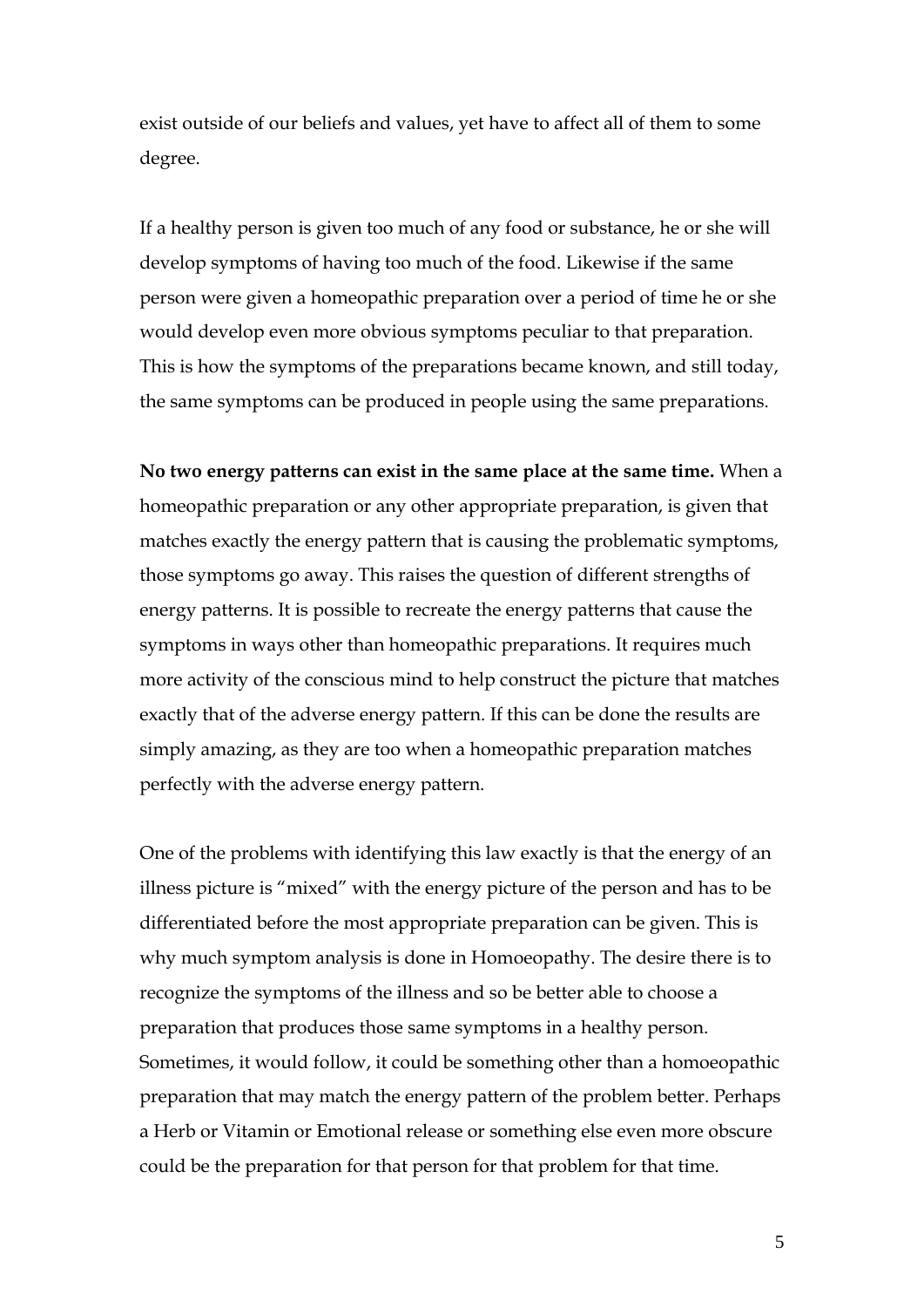exist outside of our beliefs and values, yet have to affect all of them to some degree.

If a healthy person is given too much of any food or substance, he or she will develop symptoms of having too much of the food. Likewise if the same person were given a homeopathic preparation over a period of time he or she would develop even more obvious symptoms peculiar to that preparation. This is how the symptoms of the preparations became known, and still today, the same symptoms can be produced in people using the same preparations.

**No two energy patterns can exist in the same place at the same time.** When a homeopathic preparation or any other appropriate preparation, is given that matches exactly the energy pattern that is causing the problematic symptoms, those symptoms go away. This raises the question of different strengths of energy patterns. It is possible to recreate the energy patterns that cause the symptoms in ways other than homeopathic preparations. It requires much more activity of the conscious mind to help construct the picture that matches exactly that of the adverse energy pattern. If this can be done the results are simply amazing, as they are too when a homeopathic preparation matches perfectly with the adverse energy pattern.

One of the problems with identifying this law exactly is that the energy of an illness picture is "mixed" with the energy picture of the person and has to be differentiated before the most appropriate preparation can be given. This is why much symptom analysis is done in Homoeopathy. The desire there is to recognize the symptoms of the illness and so be better able to choose a preparation that produces those same symptoms in a healthy person. Sometimes, it would follow, it could be something other than a homoeopathic preparation that may match the energy pattern of the problem better. Perhaps a Herb or Vitamin or Emotional release or something else even more obscure could be the preparation for that person for that problem for that time.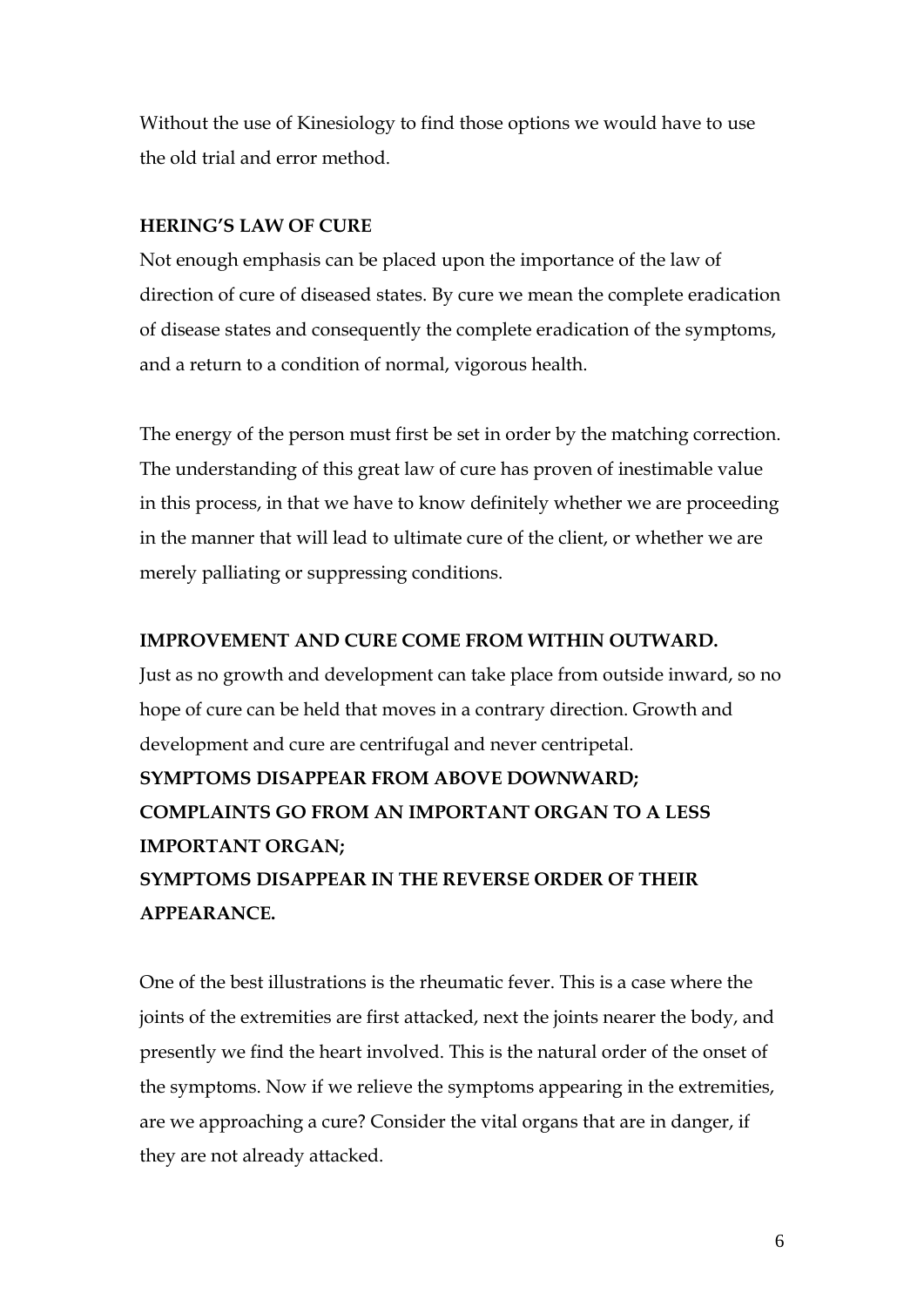Without the use of Kinesiology to find those options we would have to use the old trial and error method.

**HERING'S LAW OF CURE**

Not enough emphasis can be placed upon the importance of the law of direction of cure of diseased states. By cure we mean the complete eradication of disease states and consequently the complete eradication of the symptoms, and a return to a condition of normal, vigorous health.

The energy of the person must first be set in order by the matching correction. The understanding of this great law of cure has proven of inestimable value in this process, in that we have to know definitely whether we are proceeding in the manner that will lead to ultimate cure of the client, or whether we are merely palliating or suppressing conditions.

**IMPROVEMENT AND CURE COME FROM WITHIN OUTWARD.**

Just as no growth and development can take place from outside inward, so no hope of cure can be held that moves in a contrary direction. Growth and development and cure are centrifugal and never centripetal.

**SYMPTOMS DISAPPEAR FROM ABOVE DOWNWARD;**
**COMPLAINTS GO FROM AN IMPORTANT ORGAN TO A LESS IMPORTANT ORGAN;**
**SYMPTOMS DISAPPEAR IN THE REVERSE ORDER OF THEIR APPEARANCE.**

One of the best illustrations is the rheumatic fever. This is a case where the joints of the extremities are first attacked, next the joints nearer the body, and presently we find the heart involved. This is the natural order of the onset of the symptoms. Now if we relieve the symptoms appearing in the extremities, are we approaching a cure? Consider the vital organs that are in danger, if they are not already attacked.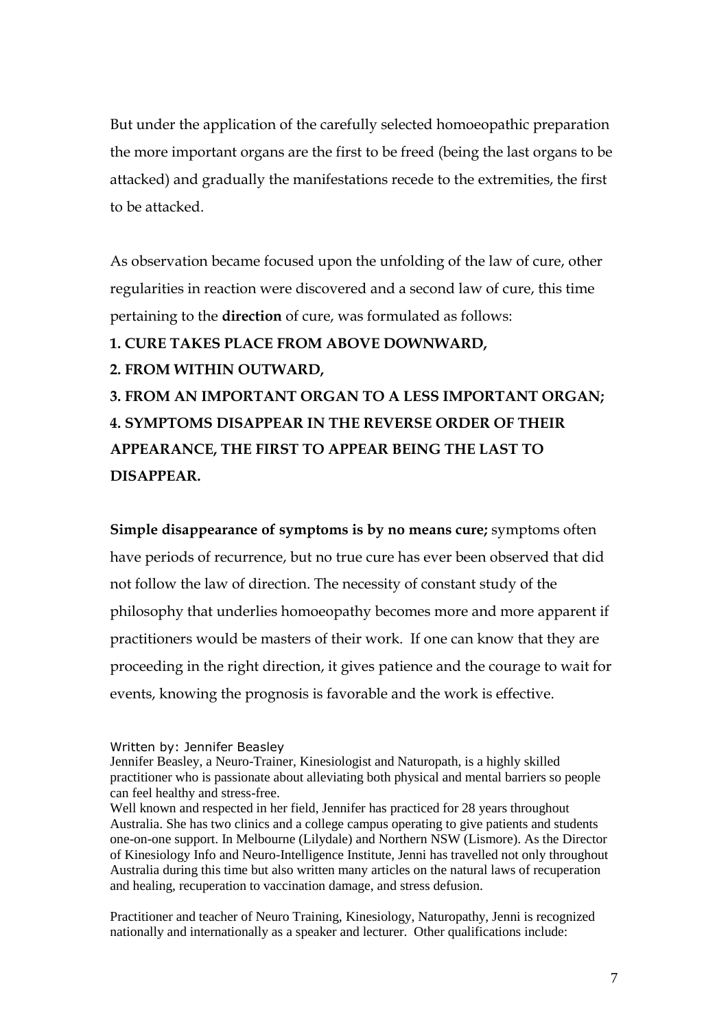But under the application of the carefully selected homoeopathic preparation the more important organs are the first to be freed (being the last organs to be attacked) and gradually the manifestations recede to the extremities, the first to be attacked.

As observation became focused upon the unfolding of the law of cure, other regularities in reaction were discovered and a second law of cure, this time pertaining to the **direction** of cure, was formulated as follows:

**1. CURE TAKES PLACE FROM ABOVE DOWNWARD,**

**2. FROM WITHIN OUTWARD,**

**3. FROM AN IMPORTANT ORGAN TO A LESS IMPORTANT ORGAN;**

**4. SYMPTOMS DISAPPEAR IN THE REVERSE ORDER OF THEIR APPEARANCE, THE FIRST TO APPEAR BEING THE LAST TO DISAPPEAR.**

**Simple disappearance of symptoms is by no means cure;** symptoms often have periods of recurrence, but no true cure has ever been observed that did not follow the law of direction. The necessity of constant study of the philosophy that underlies homoeopathy becomes more and more apparent if practitioners would be masters of their work. If one can know that they are proceeding in the right direction, it gives patience and the courage to wait for events, knowing the prognosis is favorable and the work is effective.

Written by: Jennifer Beasley

Jennifer Beasley, a Neuro-Trainer, Kinesiologist and Naturopath, is a highly skilled practitioner who is passionate about alleviating both physical and mental barriers so people can feel healthy and stress-free.

Well known and respected in her field, Jennifer has practiced for 28 years throughout Australia. She has two clinics and a college campus operating to give patients and students one-on-one support. In Melbourne (Lilydale) and Northern NSW (Lismore). As the Director of Kinesiology Info and Neuro-Intelligence Institute, Jenni has travelled not only throughout Australia during this time but also written many articles on the natural laws of recuperation and healing, recuperation to vaccination damage, and stress defusion.

Practitioner and teacher of Neuro Training, Kinesiology, Naturopathy, Jenni is recognized nationally and internationally as a speaker and lecturer. Other qualifications include: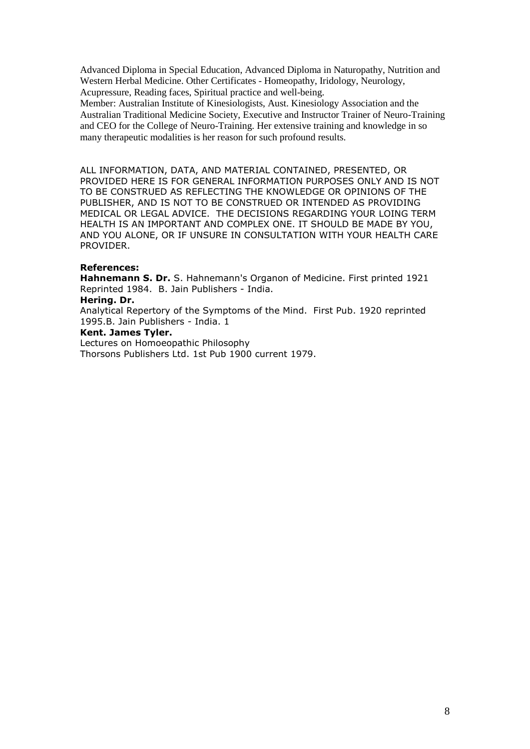Advanced Diploma in Special Education, Advanced Diploma in Naturopathy, Nutrition and Western Herbal Medicine. Other Certificates - Homeopathy, Iridology, Neurology, Acupressure, Reading faces, Spiritual practice and well-being.
Member: Australian Institute of Kinesiologists, Aust. Kinesiology Association and the Australian Traditional Medicine Society, Executive and Instructor Trainer of Neuro-Training and CEO for the College of Neuro-Training. Her extensive training and knowledge in so many therapeutic modalities is her reason for such profound results.

ALL INFORMATION, DATA, AND MATERIAL CONTAINED, PRESENTED, OR PROVIDED HERE IS FOR GENERAL INFORMATION PURPOSES ONLY AND IS NOT TO BE CONSTRUED AS REFLECTING THE KNOWLEDGE OR OPINIONS OF THE PUBLISHER, AND IS NOT TO BE CONSTRUED OR INTENDED AS PROVIDING MEDICAL OR LEGAL ADVICE. THE DECISIONS REGARDING YOUR LOING TERM HEALTH IS AN IMPORTANT AND COMPLEX ONE. IT SHOULD BE MADE BY YOU, AND YOU ALONE, OR IF UNSURE IN CONSULTATION WITH YOUR HEALTH CARE PROVIDER.

**References:**

**Hahnemann S. Dr.** S. Hahnemann's Organon of Medicine. First printed 1921 Reprinted 1984. B. Jain Publishers - India.

**Hering. Dr.**
Analytical Repertory of the Symptoms of the Mind. First Pub. 1920 reprinted 1995.B. Jain Publishers - India. 1

**Kent. James Tyler.**
Lectures on Homoeopathic Philosophy
Thorsons Publishers Ltd. 1st Pub 1900 current 1979.